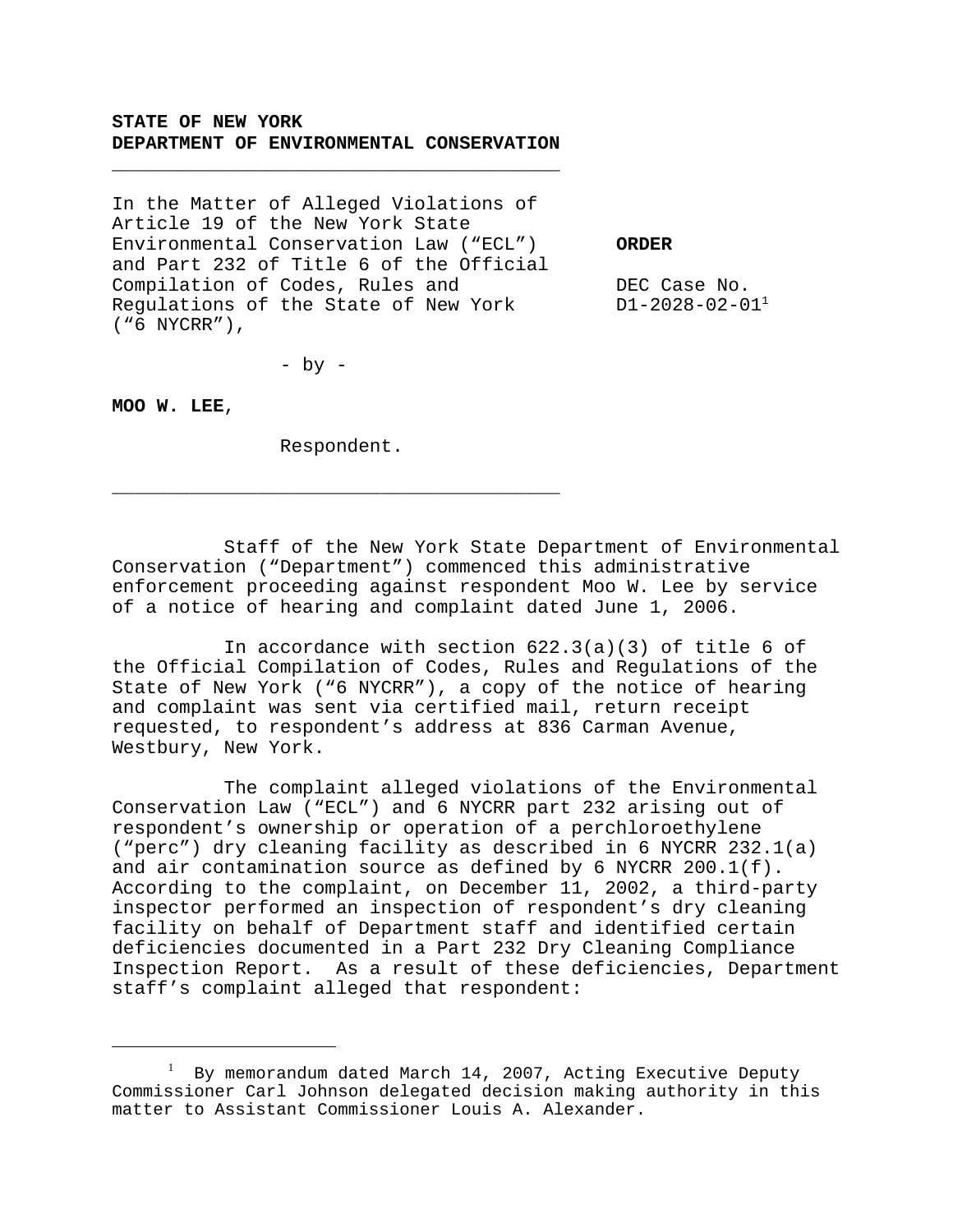**STATE OF NEW YORK**
**DEPARTMENT OF ENVIRONMENTAL CONSERVATION**

---

In the Matter of Alleged Violations of Article 19 of the New York State Environmental Conservation Law ("ECL") and Part 232 of Title 6 of the Official Compilation of Codes, Rules and Regulations of the State of New York ("6 NYCRR"),

- by -

**MOO W. LEE**,

Respondent.

---

**ORDER**

DEC Case No. D1-2028-02-01[1]

Staff of the New York State Department of Environmental Conservation ("Department") commenced this administrative enforcement proceeding against respondent Moo W. Lee by service of a notice of hearing and complaint dated June 1, 2006.

In accordance with section 622.3(a)(3) of title 6 of the Official Compilation of Codes, Rules and Regulations of the State of New York ("6 NYCRR"), a copy of the notice of hearing and complaint was sent via certified mail, return receipt requested, to respondent's address at 836 Carman Avenue, Westbury, New York.

The complaint alleged violations of the Environmental Conservation Law ("ECL") and 6 NYCRR part 232 arising out of respondent's ownership or operation of a perchloroethylene ("perc") dry cleaning facility as described in 6 NYCRR 232.1(a) and air contamination source as defined by 6 NYCRR 200.1(f). According to the complaint, on December 11, 2002, a third-party inspector performed an inspection of respondent's dry cleaning facility on behalf of Department staff and identified certain deficiencies documented in a Part 232 Dry Cleaning Compliance Inspection Report. As a result of these deficiencies, Department staff's complaint alleged that respondent:

---

[1] By memorandum dated March 14, 2007, Acting Executive Deputy Commissioner Carl Johnson delegated decision making authority in this matter to Assistant Commissioner Louis A. Alexander.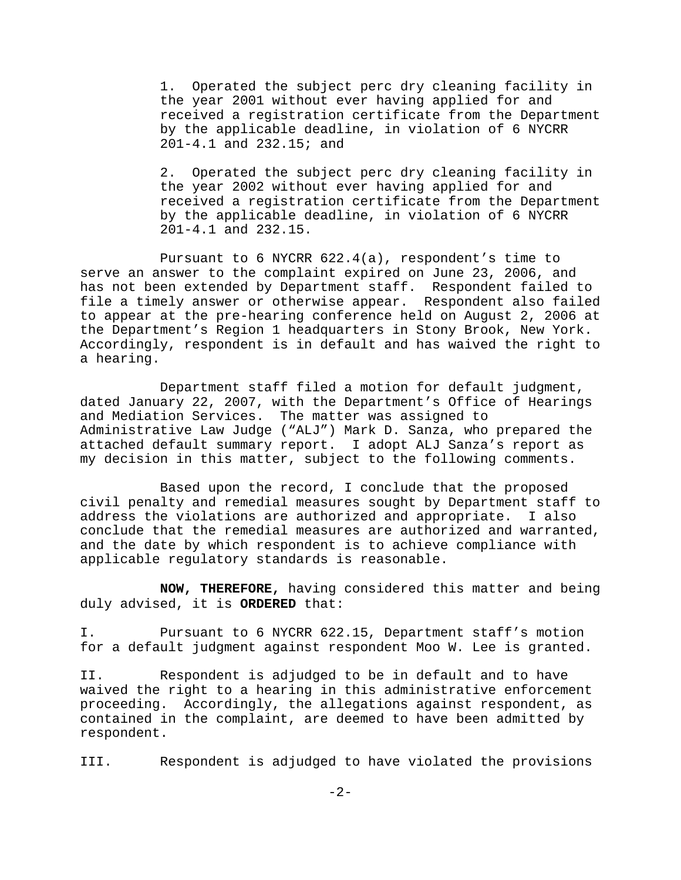1. Operated the subject perc dry cleaning facility in the year 2001 without ever having applied for and received a registration certificate from the Department by the applicable deadline, in violation of 6 NYCRR 201-4.1 and 232.15; and

2. Operated the subject perc dry cleaning facility in the year 2002 without ever having applied for and received a registration certificate from the Department by the applicable deadline, in violation of 6 NYCRR 201-4.1 and 232.15.

Pursuant to 6 NYCRR 622.4(a), respondent's time to serve an answer to the complaint expired on June 23, 2006, and has not been extended by Department staff. Respondent failed to file a timely answer or otherwise appear. Respondent also failed to appear at the pre-hearing conference held on August 2, 2006 at the Department's Region 1 headquarters in Stony Brook, New York. Accordingly, respondent is in default and has waived the right to a hearing.

Department staff filed a motion for default judgment, dated January 22, 2007, with the Department's Office of Hearings and Mediation Services. The matter was assigned to Administrative Law Judge ("ALJ") Mark D. Sanza, who prepared the attached default summary report. I adopt ALJ Sanza's report as my decision in this matter, subject to the following comments.

Based upon the record, I conclude that the proposed civil penalty and remedial measures sought by Department staff to address the violations are authorized and appropriate. I also conclude that the remedial measures are authorized and warranted, and the date by which respondent is to achieve compliance with applicable regulatory standards is reasonable.

**NOW, THEREFORE,** having considered this matter and being duly advised, it is **ORDERED** that:

I. Pursuant to 6 NYCRR 622.15, Department staff's motion for a default judgment against respondent Moo W. Lee is granted.

II. Respondent is adjudged to be in default and to have waived the right to a hearing in this administrative enforcement proceeding. Accordingly, the allegations against respondent, as contained in the complaint, are deemed to have been admitted by respondent.

III. Respondent is adjudged to have violated the provisions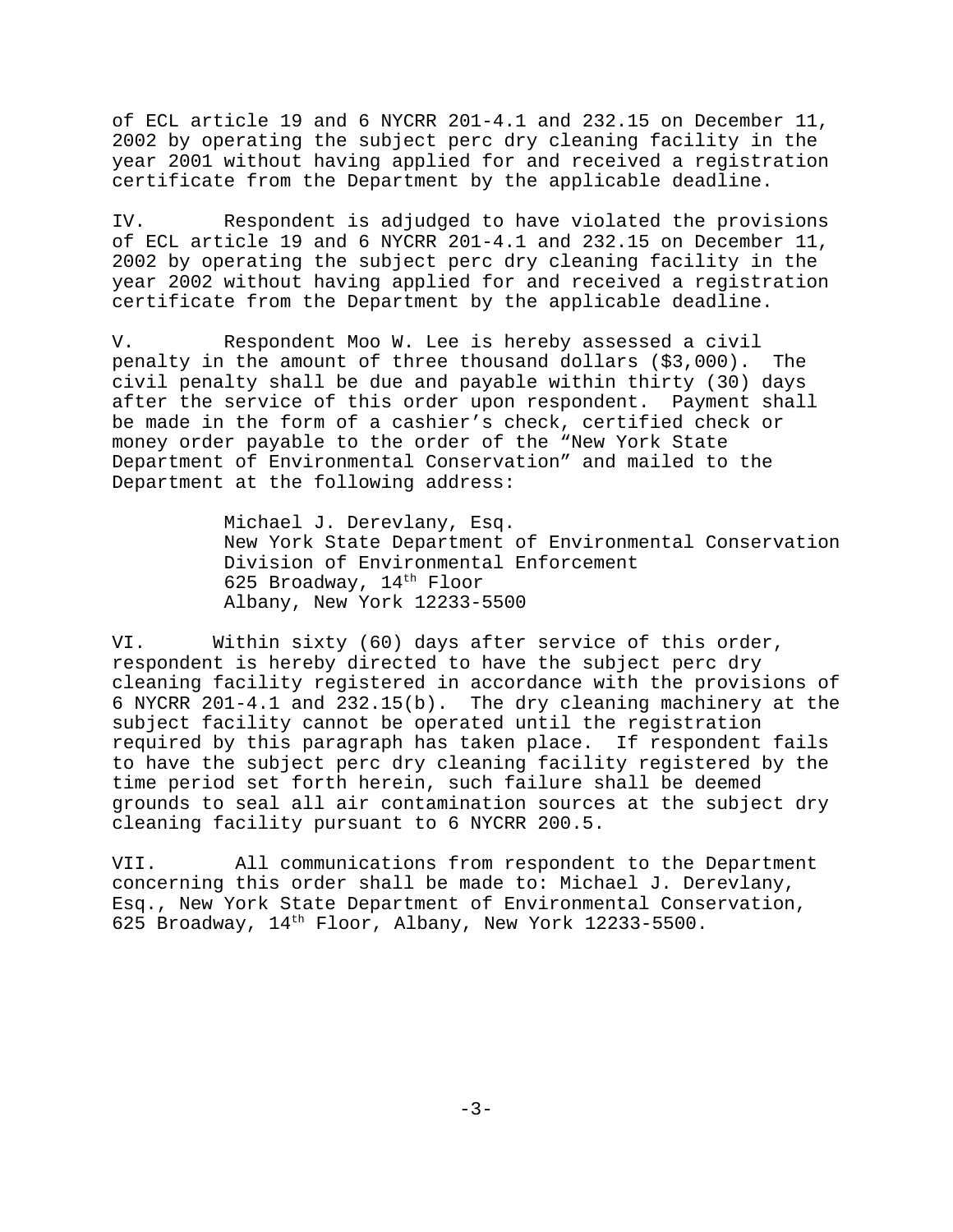of ECL article 19 and 6 NYCRR 201-4.1 and 232.15 on December 11, 2002 by operating the subject perc dry cleaning facility in the year 2001 without having applied for and received a registration certificate from the Department by the applicable deadline.

IV. Respondent is adjudged to have violated the provisions of ECL article 19 and 6 NYCRR 201-4.1 and 232.15 on December 11, 2002 by operating the subject perc dry cleaning facility in the year 2002 without having applied for and received a registration certificate from the Department by the applicable deadline.

V. Respondent Moo W. Lee is hereby assessed a civil penalty in the amount of three thousand dollars ($3,000). The civil penalty shall be due and payable within thirty (30) days after the service of this order upon respondent. Payment shall be made in the form of a cashier's check, certified check or money order payable to the order of the "New York State Department of Environmental Conservation" and mailed to the Department at the following address:

> Michael J. Derevlany, Esq.
> New York State Department of Environmental Conservation
> Division of Environmental Enforcement
> 625 Broadway, 14th Floor
> Albany, New York 12233-5500

VI. Within sixty (60) days after service of this order, respondent is hereby directed to have the subject perc dry cleaning facility registered in accordance with the provisions of 6 NYCRR 201-4.1 and 232.15(b). The dry cleaning machinery at the subject facility cannot be operated until the registration required by this paragraph has taken place. If respondent fails to have the subject perc dry cleaning facility registered by the time period set forth herein, such failure shall be deemed grounds to seal all air contamination sources at the subject dry cleaning facility pursuant to 6 NYCRR 200.5.

VII. All communications from respondent to the Department concerning this order shall be made to: Michael J. Derevlany, Esq., New York State Department of Environmental Conservation, 625 Broadway, 14th Floor, Albany, New York 12233-5500.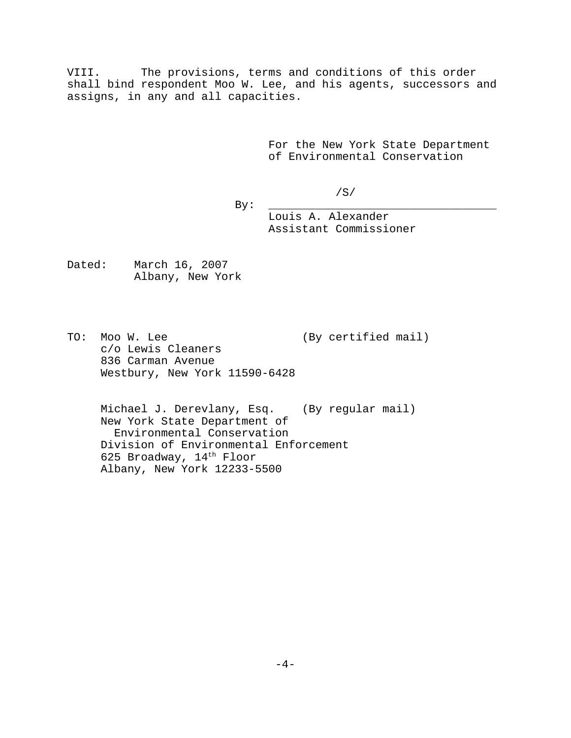VIII. The provisions, terms and conditions of this order shall bind respondent Moo W. Lee, and his agents, successors and assigns, in any and all capacities.

For the New York State Department of Environmental Conservation

/S/

By: ________________________________

Louis A. Alexander
Assistant Commissioner

Dated: March 16, 2007
Albany, New York

TO: Moo W. Lee (By certified mail)
c/o Lewis Cleaners
836 Carman Avenue
Westbury, New York 11590-6428

Michael J. Derevlany, Esq. (By regular mail)
New York State Department of Environmental Conservation
Division of Environmental Enforcement
625 Broadway, 14th Floor
Albany, New York 12233-5500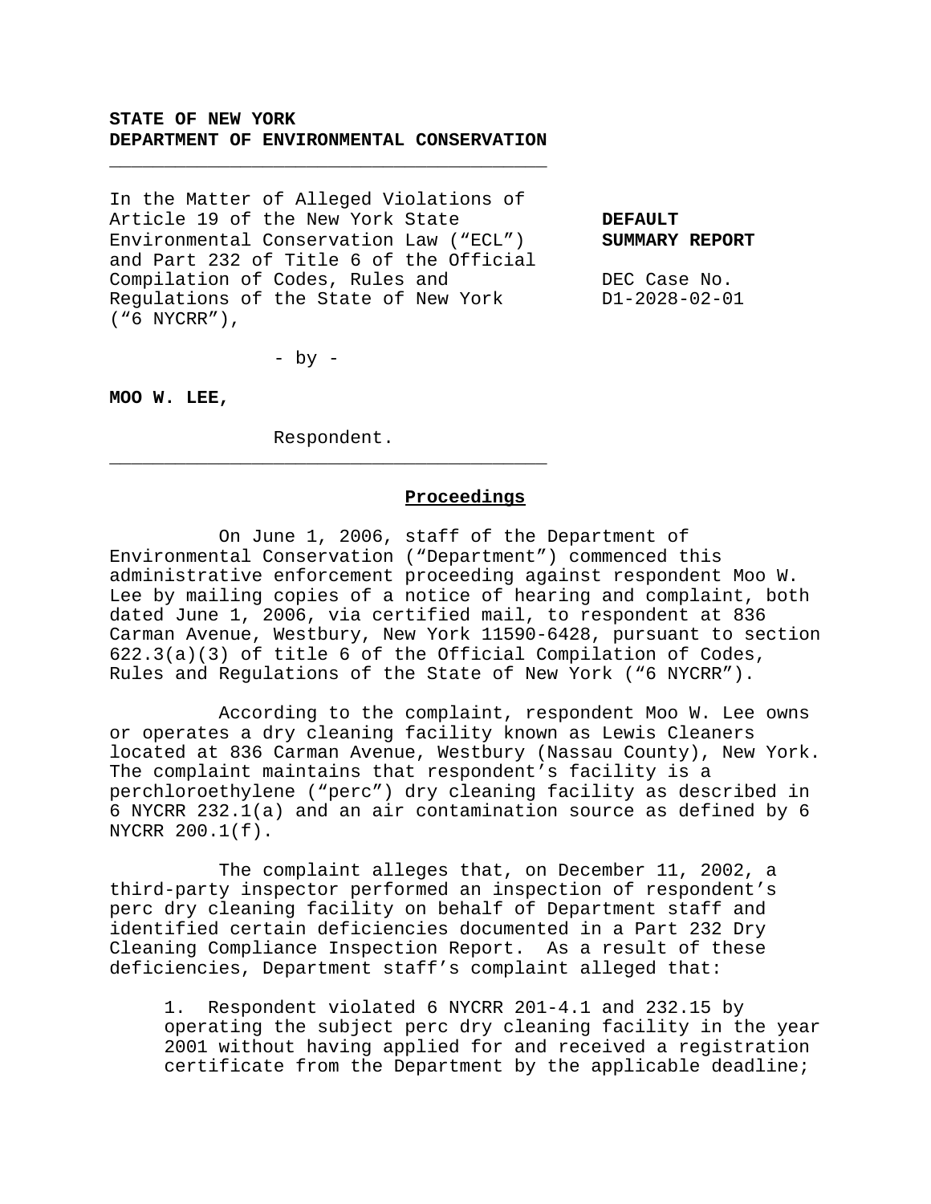**STATE OF NEW YORK**
**DEPARTMENT OF ENVIRONMENTAL CONSERVATION**

---

In the Matter of Alleged Violations of Article 19 of the New York State Environmental Conservation Law ("ECL") and Part 232 of Title 6 of the Official Compilation of Codes, Rules and Regulations of the State of New York ("6 NYCRR"),

- by -

**MOO W. LEE,**

Respondent.

---

**DEFAULT SUMMARY REPORT**

DEC Case No. D1-2028-02-01

## Proceedings

On June 1, 2006, staff of the Department of Environmental Conservation ("Department") commenced this administrative enforcement proceeding against respondent Moo W. Lee by mailing copies of a notice of hearing and complaint, both dated June 1, 2006, via certified mail, to respondent at 836 Carman Avenue, Westbury, New York 11590-6428, pursuant to section 622.3(a)(3) of title 6 of the Official Compilation of Codes, Rules and Regulations of the State of New York ("6 NYCRR").

According to the complaint, respondent Moo W. Lee owns or operates a dry cleaning facility known as Lewis Cleaners located at 836 Carman Avenue, Westbury (Nassau County), New York. The complaint maintains that respondent's facility is a perchloroethylene ("perc") dry cleaning facility as described in 6 NYCRR 232.1(a) and an air contamination source as defined by 6 NYCRR 200.1(f).

The complaint alleges that, on December 11, 2002, a third-party inspector performed an inspection of respondent's perc dry cleaning facility on behalf of Department staff and identified certain deficiencies documented in a Part 232 Dry Cleaning Compliance Inspection Report. As a result of these deficiencies, Department staff's complaint alleged that:

1. Respondent violated 6 NYCRR 201-4.1 and 232.15 by operating the subject perc dry cleaning facility in the year 2001 without having applied for and received a registration certificate from the Department by the applicable deadline;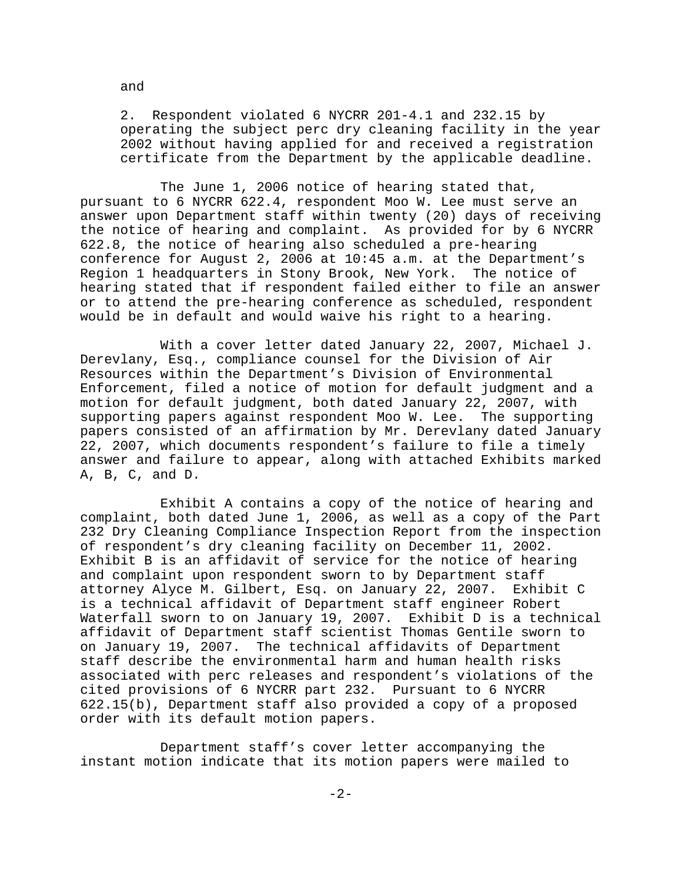and

2. Respondent violated 6 NYCRR 201-4.1 and 232.15 by operating the subject perc dry cleaning facility in the year 2002 without having applied for and received a registration certificate from the Department by the applicable deadline.

The June 1, 2006 notice of hearing stated that, pursuant to 6 NYCRR 622.4, respondent Moo W. Lee must serve an answer upon Department staff within twenty (20) days of receiving the notice of hearing and complaint. As provided for by 6 NYCRR 622.8, the notice of hearing also scheduled a pre-hearing conference for August 2, 2006 at 10:45 a.m. at the Department's Region 1 headquarters in Stony Brook, New York. The notice of hearing stated that if respondent failed either to file an answer or to attend the pre-hearing conference as scheduled, respondent would be in default and would waive his right to a hearing.

With a cover letter dated January 22, 2007, Michael J. Derevlany, Esq., compliance counsel for the Division of Air Resources within the Department's Division of Environmental Enforcement, filed a notice of motion for default judgment and a motion for default judgment, both dated January 22, 2007, with supporting papers against respondent Moo W. Lee. The supporting papers consisted of an affirmation by Mr. Derevlany dated January 22, 2007, which documents respondent's failure to file a timely answer and failure to appear, along with attached Exhibits marked A, B, C, and D.

Exhibit A contains a copy of the notice of hearing and complaint, both dated June 1, 2006, as well as a copy of the Part 232 Dry Cleaning Compliance Inspection Report from the inspection of respondent's dry cleaning facility on December 11, 2002. Exhibit B is an affidavit of service for the notice of hearing and complaint upon respondent sworn to by Department staff attorney Alyce M. Gilbert, Esq. on January 22, 2007. Exhibit C is a technical affidavit of Department staff engineer Robert Waterfall sworn to on January 19, 2007. Exhibit D is a technical affidavit of Department staff scientist Thomas Gentile sworn to on January 19, 2007. The technical affidavits of Department staff describe the environmental harm and human health risks associated with perc releases and respondent's violations of the cited provisions of 6 NYCRR part 232. Pursuant to 6 NYCRR 622.15(b), Department staff also provided a copy of a proposed order with its default motion papers.

Department staff's cover letter accompanying the instant motion indicate that its motion papers were mailed to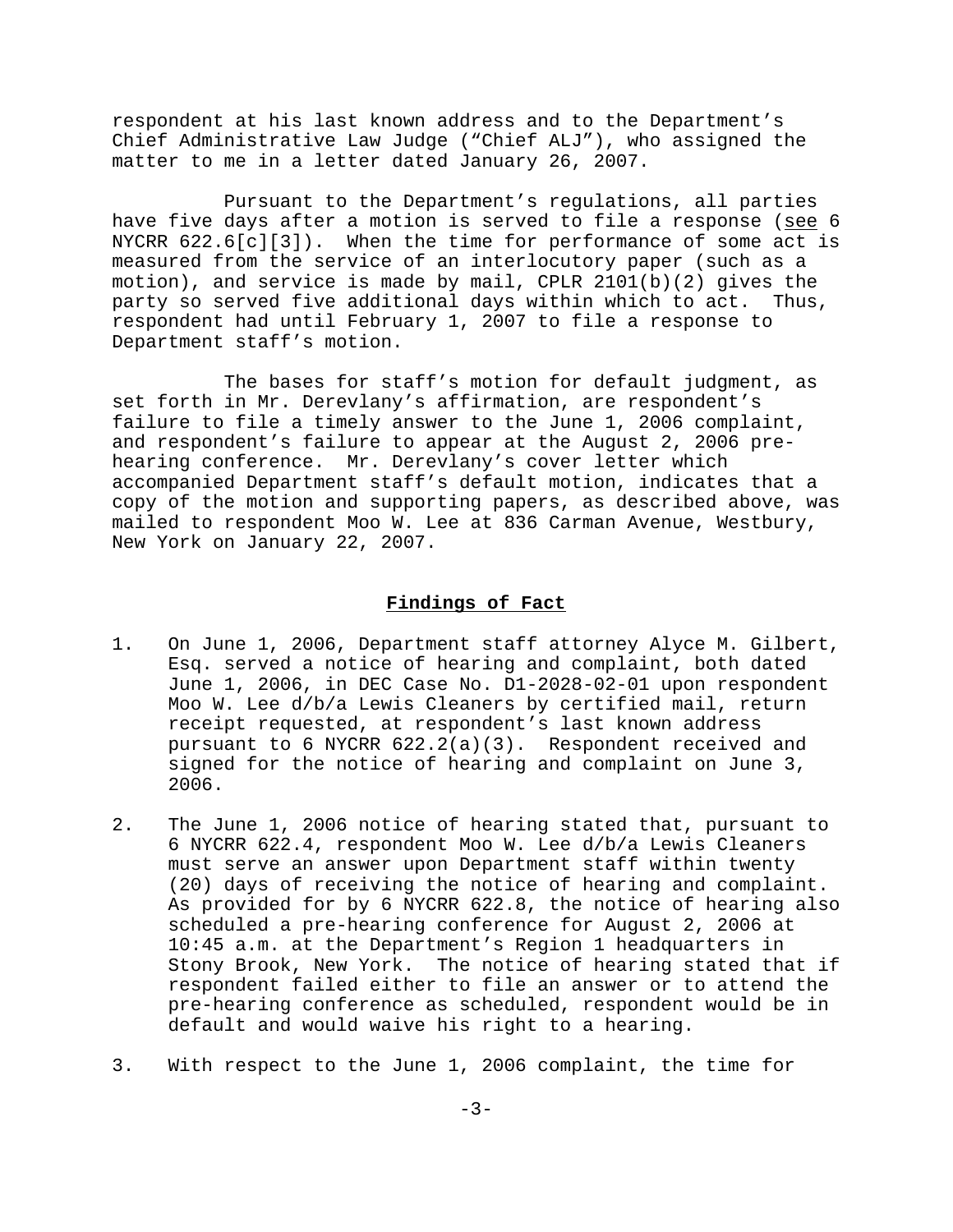respondent at his last known address and to the Department's Chief Administrative Law Judge ("Chief ALJ"), who assigned the matter to me in a letter dated January 26, 2007.

Pursuant to the Department's regulations, all parties have five days after a motion is served to file a response (see 6 NYCRR 622.6[c][3]). When the time for performance of some act is measured from the service of an interlocutory paper (such as a motion), and service is made by mail, CPLR 2101(b)(2) gives the party so served five additional days within which to act. Thus, respondent had until February 1, 2007 to file a response to Department staff's motion.

The bases for staff's motion for default judgment, as set forth in Mr. Derevlany's affirmation, are respondent's failure to file a timely answer to the June 1, 2006 complaint, and respondent's failure to appear at the August 2, 2006 pre-hearing conference. Mr. Derevlany's cover letter which accompanied Department staff's default motion, indicates that a copy of the motion and supporting papers, as described above, was mailed to respondent Moo W. Lee at 836 Carman Avenue, Westbury, New York on January 22, 2007.

## Findings of Fact

1. On June 1, 2006, Department staff attorney Alyce M. Gilbert, Esq. served a notice of hearing and complaint, both dated June 1, 2006, in DEC Case No. D1-2028-02-01 upon respondent Moo W. Lee d/b/a Lewis Cleaners by certified mail, return receipt requested, at respondent's last known address pursuant to 6 NYCRR 622.2(a)(3). Respondent received and signed for the notice of hearing and complaint on June 3, 2006.

2. The June 1, 2006 notice of hearing stated that, pursuant to 6 NYCRR 622.4, respondent Moo W. Lee d/b/a Lewis Cleaners must serve an answer upon Department staff within twenty (20) days of receiving the notice of hearing and complaint. As provided for by 6 NYCRR 622.8, the notice of hearing also scheduled a pre-hearing conference for August 2, 2006 at 10:45 a.m. at the Department's Region 1 headquarters in Stony Brook, New York. The notice of hearing stated that if respondent failed either to file an answer or to attend the pre-hearing conference as scheduled, respondent would be in default and would waive his right to a hearing.

3. With respect to the June 1, 2006 complaint, the time for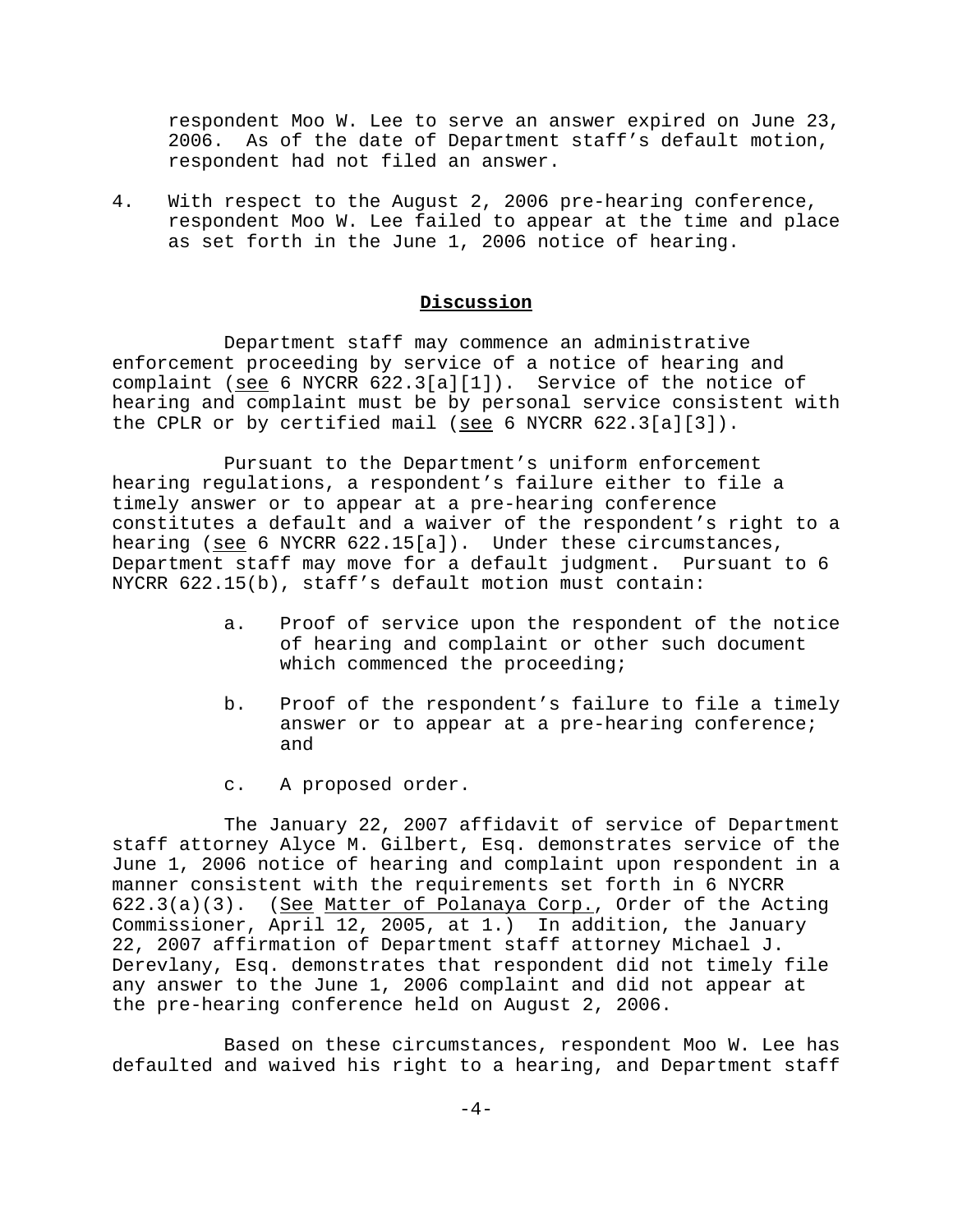respondent Moo W. Lee to serve an answer expired on June 23, 2006. As of the date of Department staff's default motion, respondent had not filed an answer.

4. With respect to the August 2, 2006 pre-hearing conference, respondent Moo W. Lee failed to appear at the time and place as set forth in the June 1, 2006 notice of hearing.

## **Discussion**

Department staff may commence an administrative enforcement proceeding by service of a notice of hearing and complaint (see 6 NYCRR 622.3[a][1]). Service of the notice of hearing and complaint must be by personal service consistent with the CPLR or by certified mail (see 6 NYCRR 622.3[a][3]).

Pursuant to the Department's uniform enforcement hearing regulations, a respondent's failure either to file a timely answer or to appear at a pre-hearing conference constitutes a default and a waiver of the respondent's right to a hearing (see 6 NYCRR 622.15[a]). Under these circumstances, Department staff may move for a default judgment. Pursuant to 6 NYCRR 622.15(b), staff's default motion must contain:

a. Proof of service upon the respondent of the notice of hearing and complaint or other such document which commenced the proceeding;

b. Proof of the respondent's failure to file a timely answer or to appear at a pre-hearing conference; and

c. A proposed order.

The January 22, 2007 affidavit of service of Department staff attorney Alyce M. Gilbert, Esq. demonstrates service of the June 1, 2006 notice of hearing and complaint upon respondent in a manner consistent with the requirements set forth in 6 NYCRR 622.3(a)(3). (See Matter of Polanaya Corp., Order of the Acting Commissioner, April 12, 2005, at 1.) In addition, the January 22, 2007 affirmation of Department staff attorney Michael J. Derevlany, Esq. demonstrates that respondent did not timely file any answer to the June 1, 2006 complaint and did not appear at the pre-hearing conference held on August 2, 2006.

Based on these circumstances, respondent Moo W. Lee has defaulted and waived his right to a hearing, and Department staff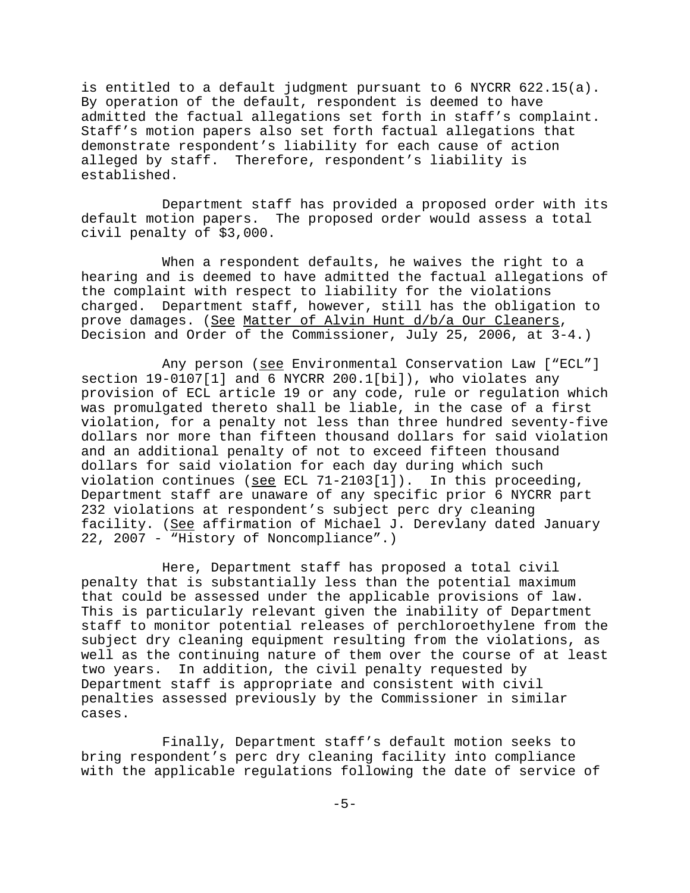is entitled to a default judgment pursuant to 6 NYCRR 622.15(a). By operation of the default, respondent is deemed to have admitted the factual allegations set forth in staff's complaint. Staff's motion papers also set forth factual allegations that demonstrate respondent's liability for each cause of action alleged by staff. Therefore, respondent's liability is established.

Department staff has provided a proposed order with its default motion papers. The proposed order would assess a total civil penalty of $3,000.

When a respondent defaults, he waives the right to a hearing and is deemed to have admitted the factual allegations of the complaint with respect to liability for the violations charged. Department staff, however, still has the obligation to prove damages. (See Matter of Alvin Hunt d/b/a Our Cleaners, Decision and Order of the Commissioner, July 25, 2006, at 3-4.)

Any person (see Environmental Conservation Law ["ECL"] section 19-0107[1] and 6 NYCRR 200.1[bi]), who violates any provision of ECL article 19 or any code, rule or regulation which was promulgated thereto shall be liable, in the case of a first violation, for a penalty not less than three hundred seventy-five dollars nor more than fifteen thousand dollars for said violation and an additional penalty of not to exceed fifteen thousand dollars for said violation for each day during which such violation continues (see ECL 71-2103[1]). In this proceeding, Department staff are unaware of any specific prior 6 NYCRR part 232 violations at respondent's subject perc dry cleaning facility. (See affirmation of Michael J. Derevlany dated January 22, 2007 - "History of Noncompliance".)

Here, Department staff has proposed a total civil penalty that is substantially less than the potential maximum that could be assessed under the applicable provisions of law. This is particularly relevant given the inability of Department staff to monitor potential releases of perchloroethylene from the subject dry cleaning equipment resulting from the violations, as well as the continuing nature of them over the course of at least two years. In addition, the civil penalty requested by Department staff is appropriate and consistent with civil penalties assessed previously by the Commissioner in similar cases.

Finally, Department staff's default motion seeks to bring respondent's perc dry cleaning facility into compliance with the applicable regulations following the date of service of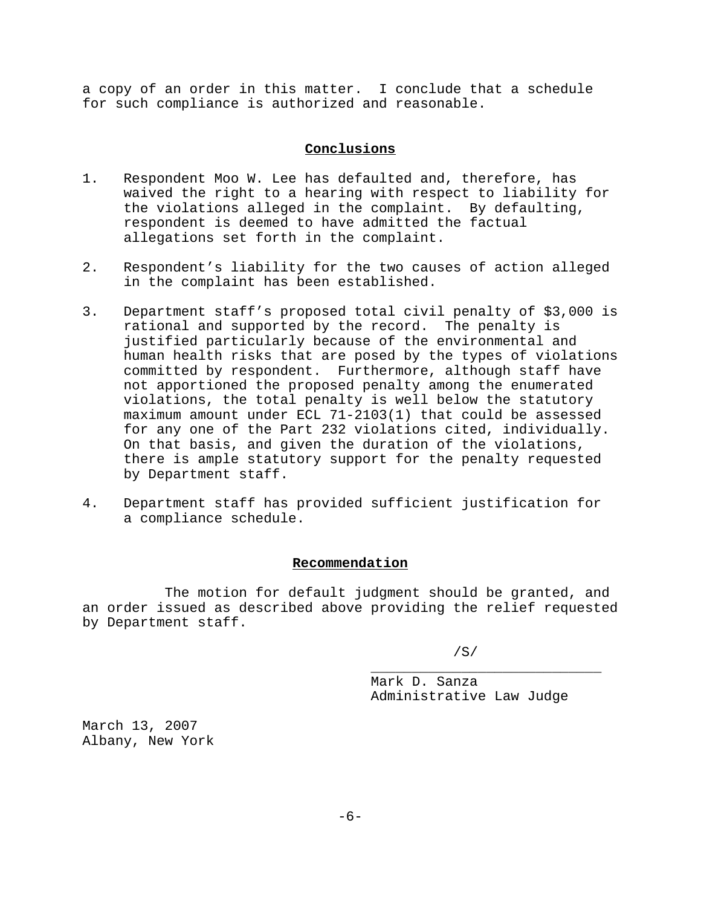a copy of an order in this matter. I conclude that a schedule for such compliance is authorized and reasonable.

## **Conclusions**

1. Respondent Moo W. Lee has defaulted and, therefore, has waived the right to a hearing with respect to liability for the violations alleged in the complaint. By defaulting, respondent is deemed to have admitted the factual allegations set forth in the complaint.

2. Respondent's liability for the two causes of action alleged in the complaint has been established.

3. Department staff's proposed total civil penalty of $3,000 is rational and supported by the record. The penalty is justified particularly because of the environmental and human health risks that are posed by the types of violations committed by respondent. Furthermore, although staff have not apportioned the proposed penalty among the enumerated violations, the total penalty is well below the statutory maximum amount under ECL 71-2103(1) that could be assessed for any one of the Part 232 violations cited, individually. On that basis, and given the duration of the violations, there is ample statutory support for the penalty requested by Department staff.

4. Department staff has provided sufficient justification for a compliance schedule.

## **Recommendation**

The motion for default judgment should be granted, and an order issued as described above providing the relief requested by Department staff.

/S/

Mark D. Sanza
Administrative Law Judge

March 13, 2007
Albany, New York